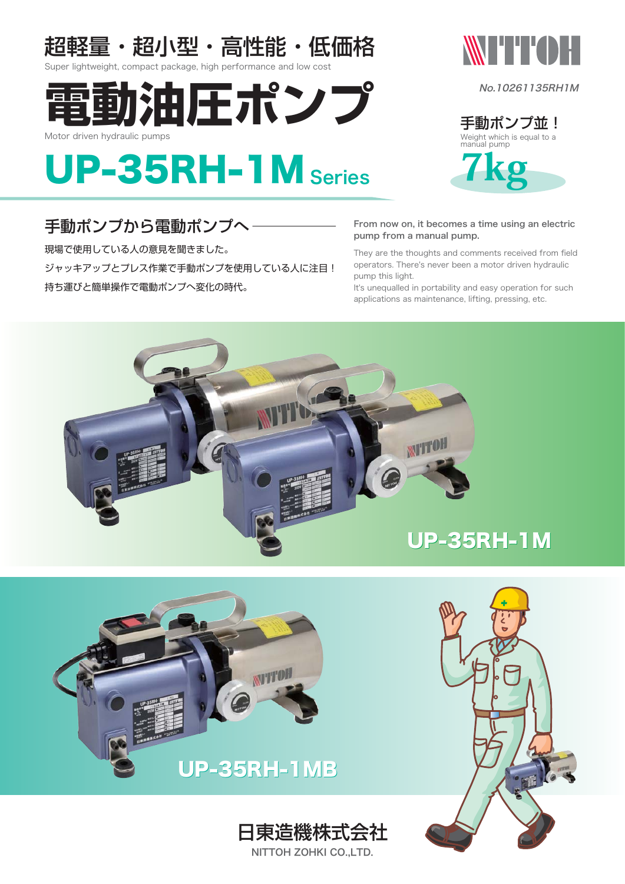# 超軽量・超小型・高性能・低価格

Super lightweight, compact package, high performance and low cost

NITTOH

No.10261135RH1M

# 電動油圧ポンプ

Motor driven hydraulic pumps

手動ポンプ並！

Weight which is equal to a manual pump

7kg

# UP-35RH-1M Series

## 手動ポンプから電動ポンプへ

現場で使用している人の意見を聞きました。

ジャッキアップとプレス作業で手動ポンプを使用している人に注目！

持ち運びと簡単操作で電動ポンプへ変化の時代。

**From now on, it becomes a time using an electric pump from a manual pump.**

They are the thoughts and comments received from field operators. There's never been a motor driven hydraulic pump this light.

It's unequalled in portability and easy operation for such applications as maintenance, lifting, pressing, etc.

UP-35RH-1M

UP-35RH-1MB

日東造機株式会社

NITTOH ZOHKI CO.,LTD.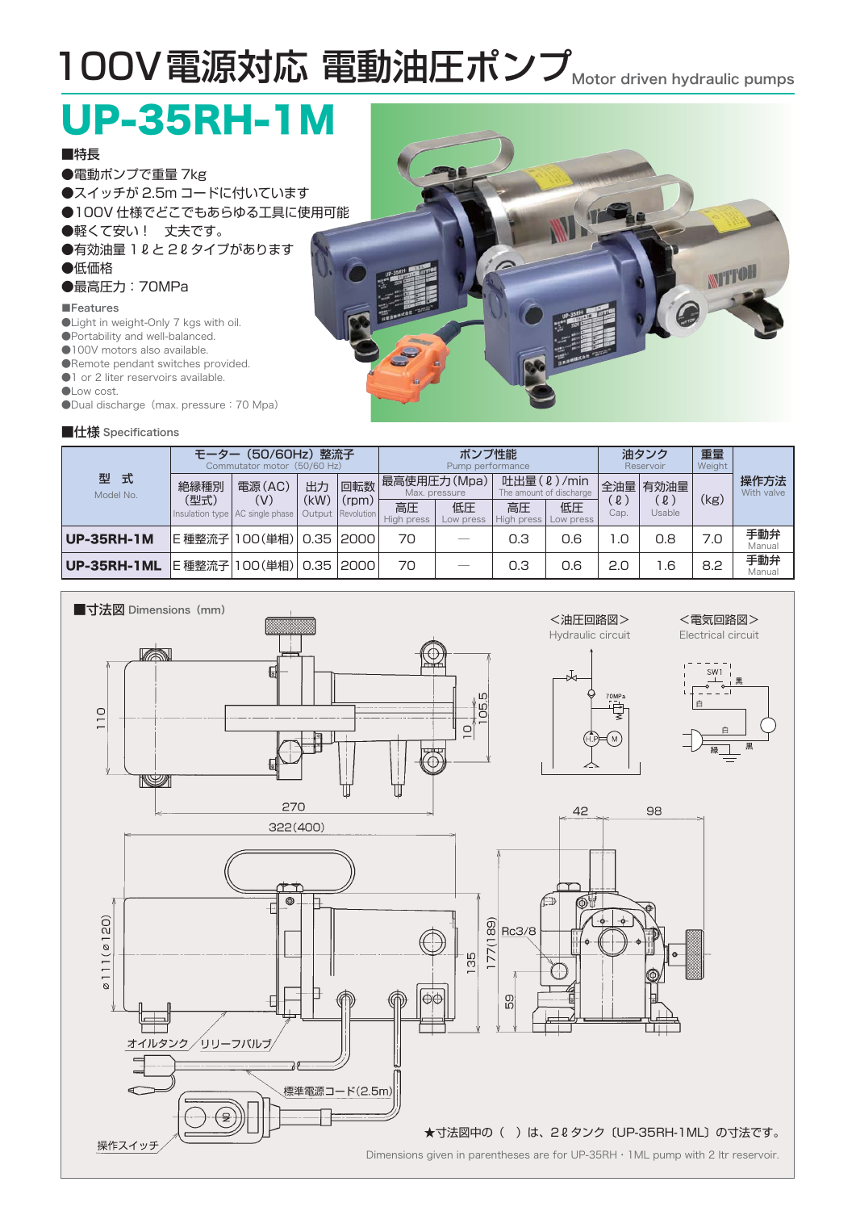# 100V電源対応 電動油圧ポンプ Motor driven hydraulic pumps

## UP-35RH-1M

■特長

●電動ポンプで重量 7kg
●スイッチが 2.5m コードに付いています
●100V 仕様でどこでもあらゆる工具に使用可能
●軽くて安い！　丈夫です。
●有効油量 1ℓと 2ℓタイプがあります
●低価格
●最高圧力：70MPa

■Features

●Light in weight-Only 7 kgs with oil.
●Portability and well-balanced.
●100V motors also available.
●Remote pendant switches provided.
●1 or 2 liter reservoirs available.
●Low cost.
●Dual discharge（max. pressure：70 Mpa）

■仕様 Specifications

| 型　式 Model No. | モーター（50/60Hz）整流子 Commutator motor（50/60 Hz） | | | | ポンプ性能 Pump performance | | | | 油タンク Reservoir | | 重量 Weight | 操作方法 With valve |
|---|---|---|---|---|---|---|---|---|---|---|---|---|
| | 絶縁種別（型式） Insulation type | 電源（AC）（V） AC single phase | 出力（kW） Output | 回転数（rpm） Revolution | 最高使用圧力（Mpa） Max. pressure | | 吐出量（ℓ）/min The amount of discharge | | 全油量（ℓ） Cap. | 有効油量（ℓ） Usable | （kg） | |
| | | | | | 高圧 High press | 低圧 Low press | 高圧 High press | 低圧 Low press | | | | |
| **UP-35RH-1M** | E種整流子 | 100（単相） | 0.35 | 2000 | 70 | — | 0.3 | 0.6 | 1.0 | 0.8 | 7.0 | 手動弁 Manual |
| **UP-35RH-1ML** | E種整流子 | 100（単相） | 0.35 | 2000 | 70 | — | 0.3 | 0.6 | 2.0 | 1.6 | 8.2 | 手動弁 Manual |

■寸法図 Dimensions（mm）

＜油圧回路図＞ Hydraulic circuit

＜電気回路図＞ Electrical circuit

寸法：110、105.5、10、270、322（400）、42、98、ø111（ø120）、135、177（189）、59、Rc3/8

オイルタンク　リリーフバルブ　標準電源コード（2.5m）　操作スイッチ

★寸法図中の（　）は、2ℓタンク〔UP-35RH-1ML〕の寸法です。

Dimensions given in parentheses are for UP-35RH・1ML pump with 2 ltr reservoir.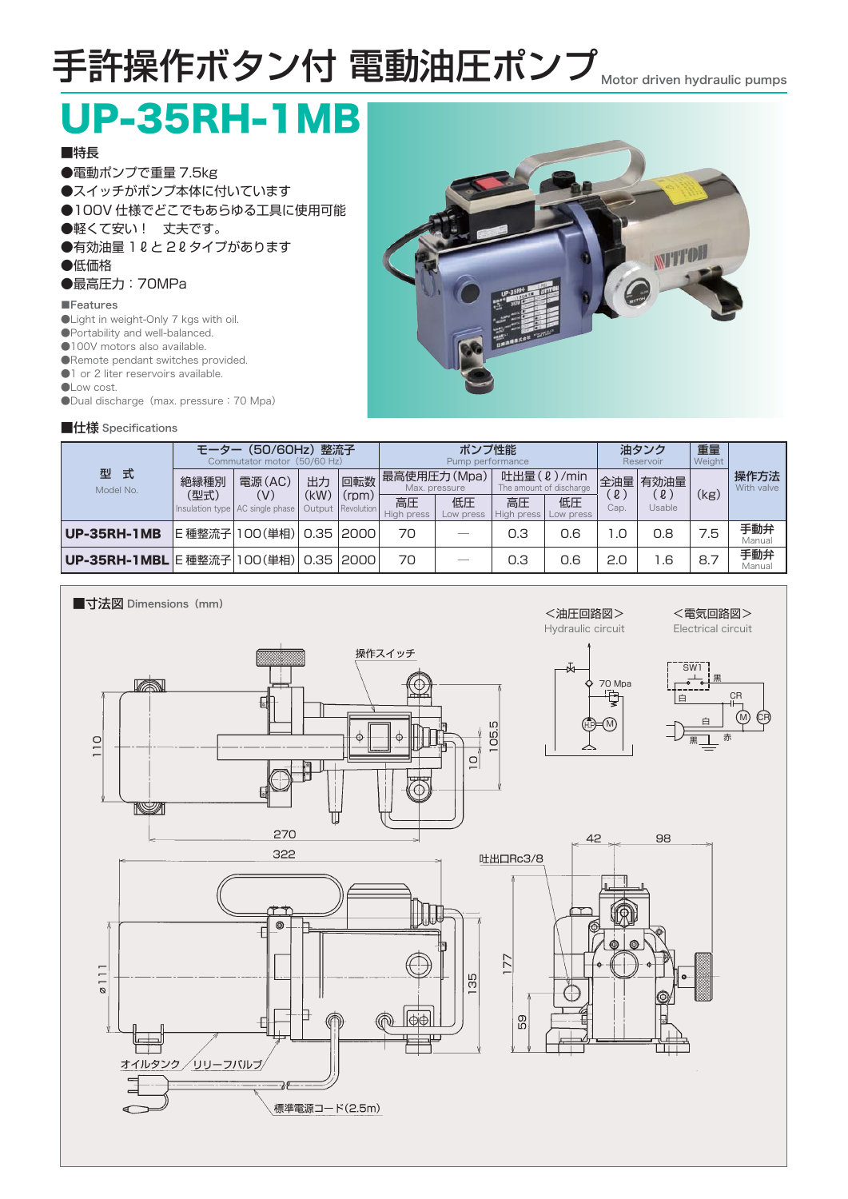# 手許操作ボタン付 電動油圧ポンプ Motor driven hydraulic pumps

## UP-35RH-1MB

■特長

- ●電動ポンプで重量 7.5kg
- ●スイッチがポンプ本体に付いています
- ●100V 仕様でどこでもあらゆる工具に使用可能
- ●軽くて安い！　丈夫です。
- ●有効油量 1ℓと 2ℓタイプがあります
- ●低価格
- ●最高圧力：70MPa

■Features

- ●Light in weight-Only 7 kgs with oil.
- ●Portability and well-balanced.
- ●100V motors also available.
- ●Remote pendant switches provided.
- ●1 or 2 liter reservoirs available.
- ●Low cost.
- ●Dual discharge（max. pressure：70 Mpa）

■仕様 Specifications

| 型　式 Model No. | モーター（50/60Hz）整流子 Commutator motor（50/60 Hz） | | | | ポンプ性能 Pump performance | | | | 油タンク Reservoir | | 重量 Weight | 操作方法 With valve |
|---|---|---|---|---|---|---|---|---|---|---|---|---|
| | 絶縁種別（型式） Insulation type | 電源（AC）（V） AC single phase | 出力（kW） Output | 回転数（rpm） Revolution | 最高使用圧力（Mpa） Max. pressure | | 吐出量（ℓ）/min The amount of discharge | | 全油量（ℓ） Cap. | 有効油量（ℓ） Usable | （kg） | |
| | | | | | 高圧 High press | 低圧 Low press | 高圧 High press | 低圧 Low press | | | | |
| **UP-35RH-1MB** | E 種整流子 | 100（単相） | 0.35 | 2000 | 70 | — | 0.3 | 0.6 | 1.0 | 0.8 | 7.5 | 手動弁 Manual |
| **UP-35RH-1MBL** | E 種整流子 | 100（単相） | 0.35 | 2000 | 70 | — | 0.3 | 0.6 | 2.0 | 1.6 | 8.7 | 手動弁 Manual |

■寸法図 Dimensions（mm）

＜油圧回路図＞ Hydraulic circuit

＜電気回路図＞ Electrical circuit

操作スイッチ

吐出口Rc3/8

オイルタンク　リリーフバルブ

標準電源コード(2.5m)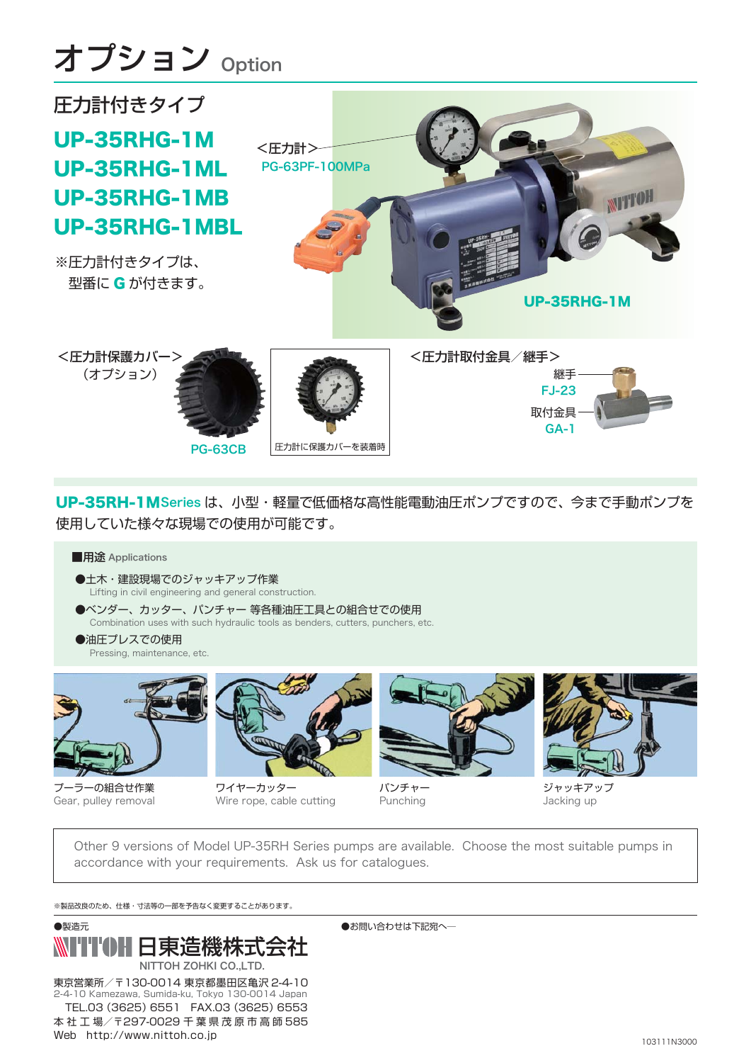# オプション Option

## 圧力計付きタイプ

**UP-35RHG-1M**
**UP-35RHG-1ML**
**UP-35RHG-1MB**
**UP-35RHG-1MBL**

※圧力計付きタイプは、
型番に **G** が付きます。

<圧力計>
PG-63PF-100MPa

UP-35RHG-1M

<圧力計保護カバー>
（オプション）

PG-63CB

圧力計に保護カバーを装着時

<圧力計取付金具／継手>

継手
FJ-23

取付金具
GA-1

**UP-35RH-1M**Series は、小型・軽量で低価格な高性能電動油圧ポンプですので、今まで手動ポンプを使用していた様々な現場での使用が可能です。

### ■用途 Applications

- ●土木・建設現場でのジャッキアップ作業
  Lifting in civil engineering and general construction.
- ●ベンダー、カッター、パンチャー 等各種油圧工具との組合せでの使用
  Combination uses with such hydraulic tools as benders, cutters, punchers, etc.
- ●油圧プレスでの使用
  Pressing, maintenance, etc.

プーラーの組合せ作業
Gear, pulley removal

ワイヤーカッター
Wire rope, cable cutting

パンチャー
Punching

ジャッキアップ
Jacking up

Other 9 versions of Model UP-35RH Series pumps are available. Choose the most suitable pumps in accordance with your requirements. Ask us for catalogues.

※製品改良のため、仕様・寸法等の一部を予告なく変更することがあります。

●製造元

NITTOH 日東造機株式会社
NITTOH ZOHKI CO.,LTD.

東京営業所／〒130-0014 東京都墨田区亀沢 2-4-10
2-4-10 Kamezawa, Sumida-ku, Tokyo 130-0014 Japan
TEL.03 (3625) 6551 FAX.03 (3625) 6553
本社工場／〒297-0029 千葉県茂原市高師585
Web http://www.nittoh.co.jp

●お問い合わせは下記宛へ—

103111N3000